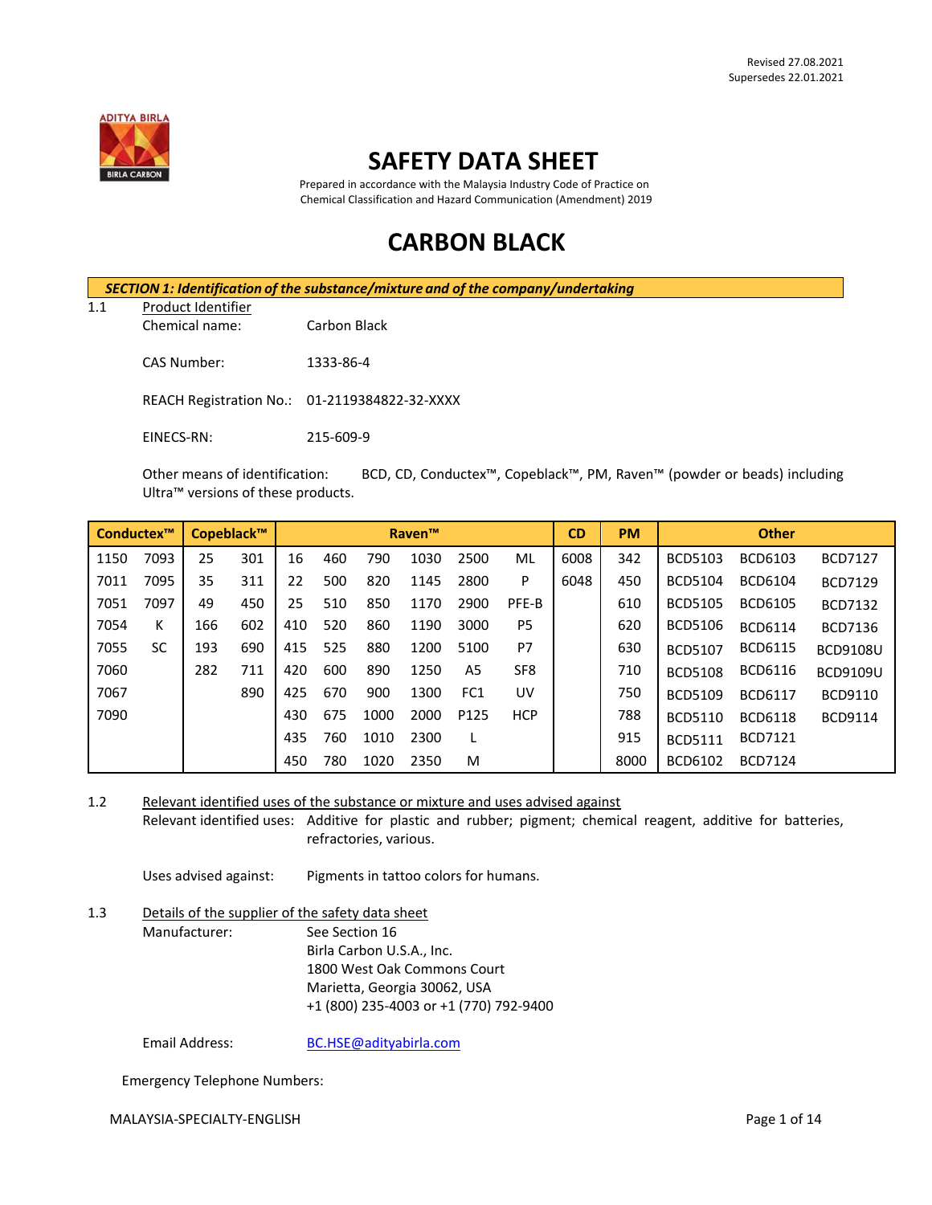Revised 27.08.2021
Supersedes 22.01.2021

# SAFETY DATA SHEET

Prepared in accordance with the Malaysia Industry Code of Practice on Chemical Classification and Hazard Communication (Amendment) 2019

# CARBON BLACK

## *SECTION 1: Identification of the substance/mixture and of the company/undertaking*

1.1 Product Identifier

Chemical name: Carbon Black

CAS Number: 1333-86-4

REACH Registration No.: 01-2119384822-32-XXXX

EINECS-RN: 215-609-9

Other means of identification: BCD, CD, Conductex™, Copeblack™, PM, Raven™ (powder or beads) including Ultra™ versions of these products.

| Conductex™ | | Copeblack™ | | Raven™ | | | | | | CD | PM | Other | | |
|---|---|---|---|---|---|---|---|---|---|---|---|---|---|---|
| 1150 | 7093 | 25 | 301 | 16 | 460 | 790 | 1030 | 2500 | ML | 6008 | 342 | BCD5103 | BCD6103 | BCD7127 |
| 7011 | 7095 | 35 | 311 | 22 | 500 | 820 | 1145 | 2800 | P | 6048 | 450 | BCD5104 | BCD6104 | BCD7129 |
| 7051 | 7097 | 49 | 450 | 25 | 510 | 850 | 1170 | 2900 | PFE-B | | 610 | BCD5105 | BCD6105 | BCD7132 |
| 7054 | K | 166 | 602 | 410 | 520 | 860 | 1190 | 3000 | P5 | | 620 | BCD5106 | BCD6114 | BCD7136 |
| 7055 | SC | 193 | 690 | 415 | 525 | 880 | 1200 | 5100 | P7 | | 630 | BCD5107 | BCD6115 | BCD9108U |
| 7060 | | 282 | 711 | 420 | 600 | 890 | 1250 | A5 | SF8 | | 710 | BCD5108 | BCD6116 | BCD9109U |
| 7067 | | | 890 | 425 | 670 | 900 | 1300 | FC1 | UV | | 750 | BCD5109 | BCD6117 | BCD9110 |
| 7090 | | | | 430 | 675 | 1000 | 2000 | P125 | HCP | | 788 | BCD5110 | BCD6118 | BCD9114 |
| | | | | 435 | 760 | 1010 | 2300 | L | | | 915 | BCD5111 | BCD7121 | |
| | | | | 450 | 780 | 1020 | 2350 | M | | | 8000 | BCD6102 | BCD7124 | |

1.2 Relevant identified uses of the substance or mixture and uses advised against

Relevant identified uses: Additive for plastic and rubber; pigment; chemical reagent, additive for batteries, refractories, various.

Uses advised against: Pigments in tattoo colors for humans.

1.3 Details of the supplier of the safety data sheet

Manufacturer: See Section 16
Birla Carbon U.S.A., Inc.
1800 West Oak Commons Court
Marietta, Georgia 30062, USA
+1 (800) 235-4003 or +1 (770) 792-9400

Email Address: BC.HSE@adityabirla.com

Emergency Telephone Numbers:

MALAYSIA-SPECIALTY-ENGLISH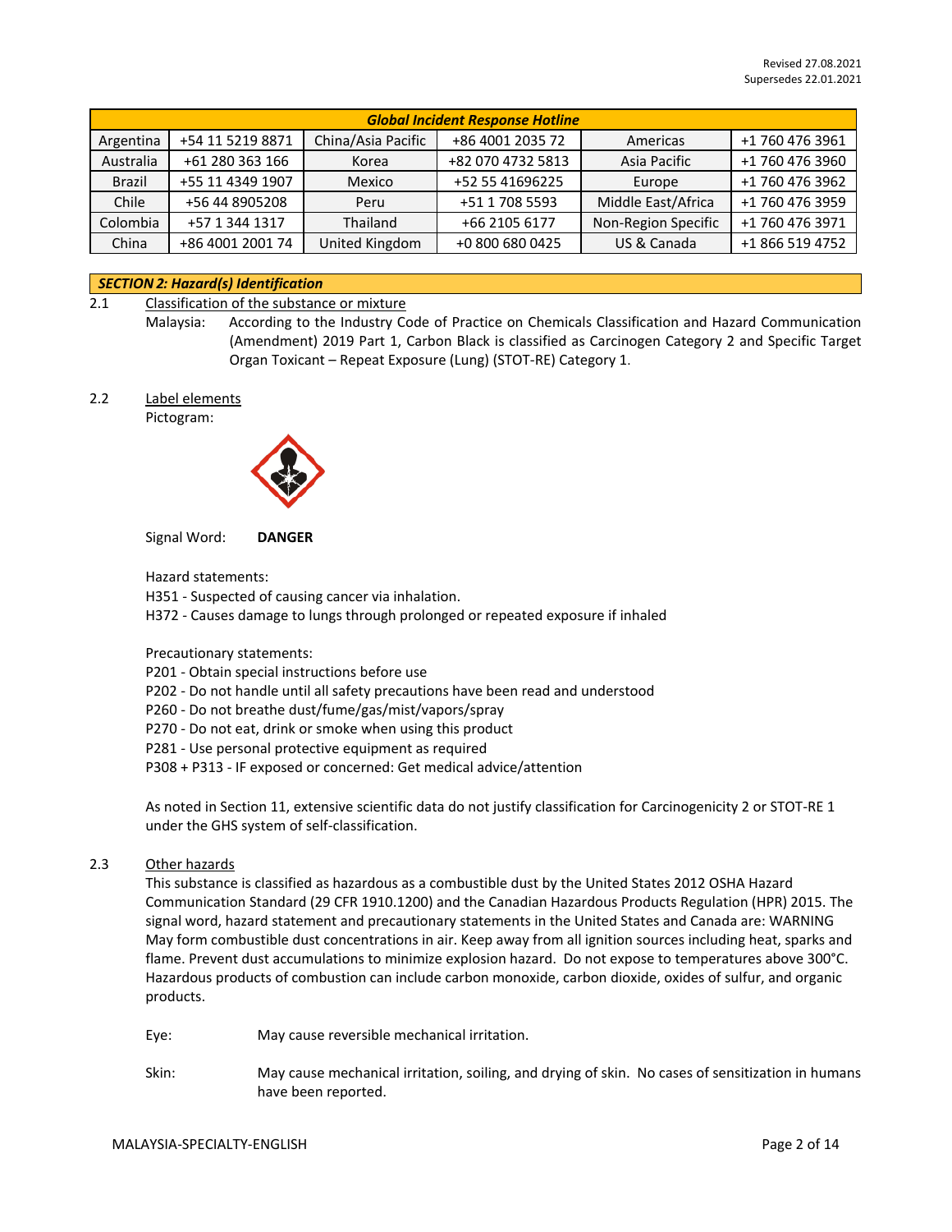Revised 27.08.2021
Supersedes 22.01.2021

| *Global Incident Response Hotline* | | | | | |
|---|---|---|---|---|---|
| Argentina | +54 11 5219 8871 | China/Asia Pacific | +86 4001 2035 72 | Americas | +1 760 476 3961 |
| Australia | +61 280 363 166 | Korea | +82 070 4732 5813 | Asia Pacific | +1 760 476 3960 |
| Brazil | +55 11 4349 1907 | Mexico | +52 55 41696225 | Europe | +1 760 476 3962 |
| Chile | +56 44 8905208 | Peru | +51 1 708 5593 | Middle East/Africa | +1 760 476 3959 |
| Colombia | +57 1 344 1317 | Thailand | +66 2105 6177 | Non-Region Specific | +1 760 476 3971 |
| China | +86 4001 2001 74 | United Kingdom | +0 800 680 0425 | US & Canada | +1 866 519 4752 |

## *SECTION 2: Hazard(s) Identification*

2.1 Classification of the substance or mixture

Malaysia: According to the Industry Code of Practice on Chemicals Classification and Hazard Communication (Amendment) 2019 Part 1, Carbon Black is classified as Carcinogen Category 2 and Specific Target Organ Toxicant – Repeat Exposure (Lung) (STOT-RE) Category 1.

2.2 Label elements

Pictogram:

Signal Word: **DANGER**

Hazard statements:
H351 - Suspected of causing cancer via inhalation.
H372 - Causes damage to lungs through prolonged or repeated exposure if inhaled

Precautionary statements:
P201 - Obtain special instructions before use
P202 - Do not handle until all safety precautions have been read and understood
P260 - Do not breathe dust/fume/gas/mist/vapors/spray
P270 - Do not eat, drink or smoke when using this product
P281 - Use personal protective equipment as required
P308 + P313 - IF exposed or concerned: Get medical advice/attention

As noted in Section 11, extensive scientific data do not justify classification for Carcinogenicity 2 or STOT-RE 1 under the GHS system of self-classification.

2.3 Other hazards

This substance is classified as hazardous as a combustible dust by the United States 2012 OSHA Hazard Communication Standard (29 CFR 1910.1200) and the Canadian Hazardous Products Regulation (HPR) 2015. The signal word, hazard statement and precautionary statements in the United States and Canada are: WARNING May form combustible dust concentrations in air. Keep away from all ignition sources including heat, sparks and flame. Prevent dust accumulations to minimize explosion hazard. Do not expose to temperatures above 300°C. Hazardous products of combustion can include carbon monoxide, carbon dioxide, oxides of sulfur, and organic products.

Eye: May cause reversible mechanical irritation.

Skin: May cause mechanical irritation, soiling, and drying of skin. No cases of sensitization in humans have been reported.

MALAYSIA-SPECIALTY-ENGLISH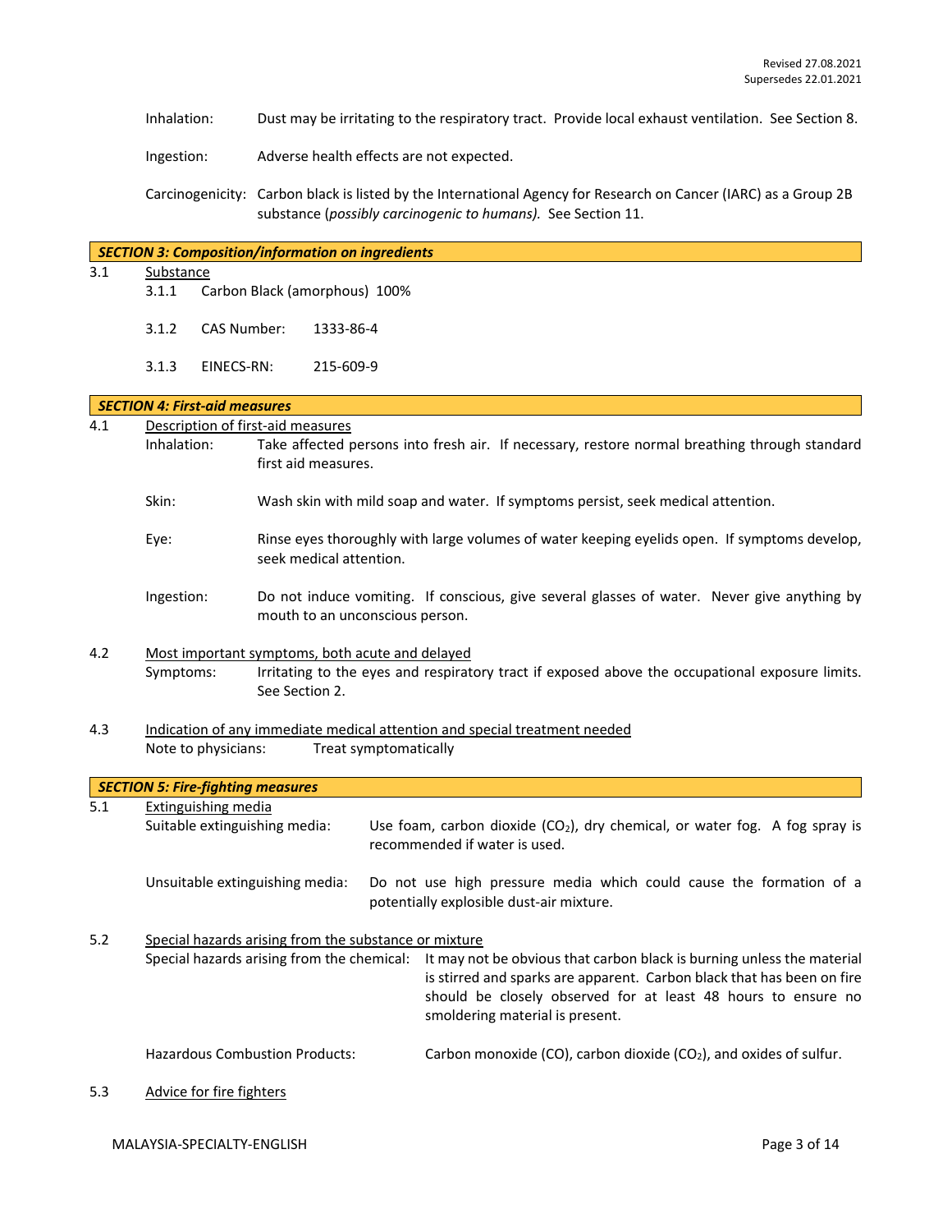Inhalation: Dust may be irritating to the respiratory tract. Provide local exhaust ventilation. See Section 8.

Ingestion: Adverse health effects are not expected.

Carcinogenicity: Carbon black is listed by the International Agency for Research on Cancer (IARC) as a Group 2B substance (*possibly carcinogenic to humans).* See Section 11.

## *SECTION 3: Composition/information on ingredients*

3.1 Substance

3.1.1 Carbon Black (amorphous) 100%

3.1.2 CAS Number: 1333-86-4

3.1.3 EINECS-RN: 215-609-9

## *SECTION 4: First-aid measures*

4.1 Description of first-aid measures

Inhalation: Take affected persons into fresh air. If necessary, restore normal breathing through standard first aid measures.

Skin: Wash skin with mild soap and water. If symptoms persist, seek medical attention.

Eye: Rinse eyes thoroughly with large volumes of water keeping eyelids open. If symptoms develop, seek medical attention.

Ingestion: Do not induce vomiting. If conscious, give several glasses of water. Never give anything by mouth to an unconscious person.

4.2 Most important symptoms, both acute and delayed

Symptoms: Irritating to the eyes and respiratory tract if exposed above the occupational exposure limits. See Section 2.

4.3 Indication of any immediate medical attention and special treatment needed

Note to physicians: Treat symptomatically

## *SECTION 5: Fire-fighting measures*

5.1 Extinguishing media

Suitable extinguishing media: Use foam, carbon dioxide ($CO_2$), dry chemical, or water fog. A fog spray is recommended if water is used.

Unsuitable extinguishing media: Do not use high pressure media which could cause the formation of a potentially explosible dust-air mixture.

5.2 Special hazards arising from the substance or mixture

Special hazards arising from the chemical: It may not be obvious that carbon black is burning unless the material is stirred and sparks are apparent. Carbon black that has been on fire should be closely observed for at least 48 hours to ensure no smoldering material is present.

Hazardous Combustion Products: Carbon monoxide (CO), carbon dioxide ($CO_2$), and oxides of sulfur.

5.3 Advice for fire fighters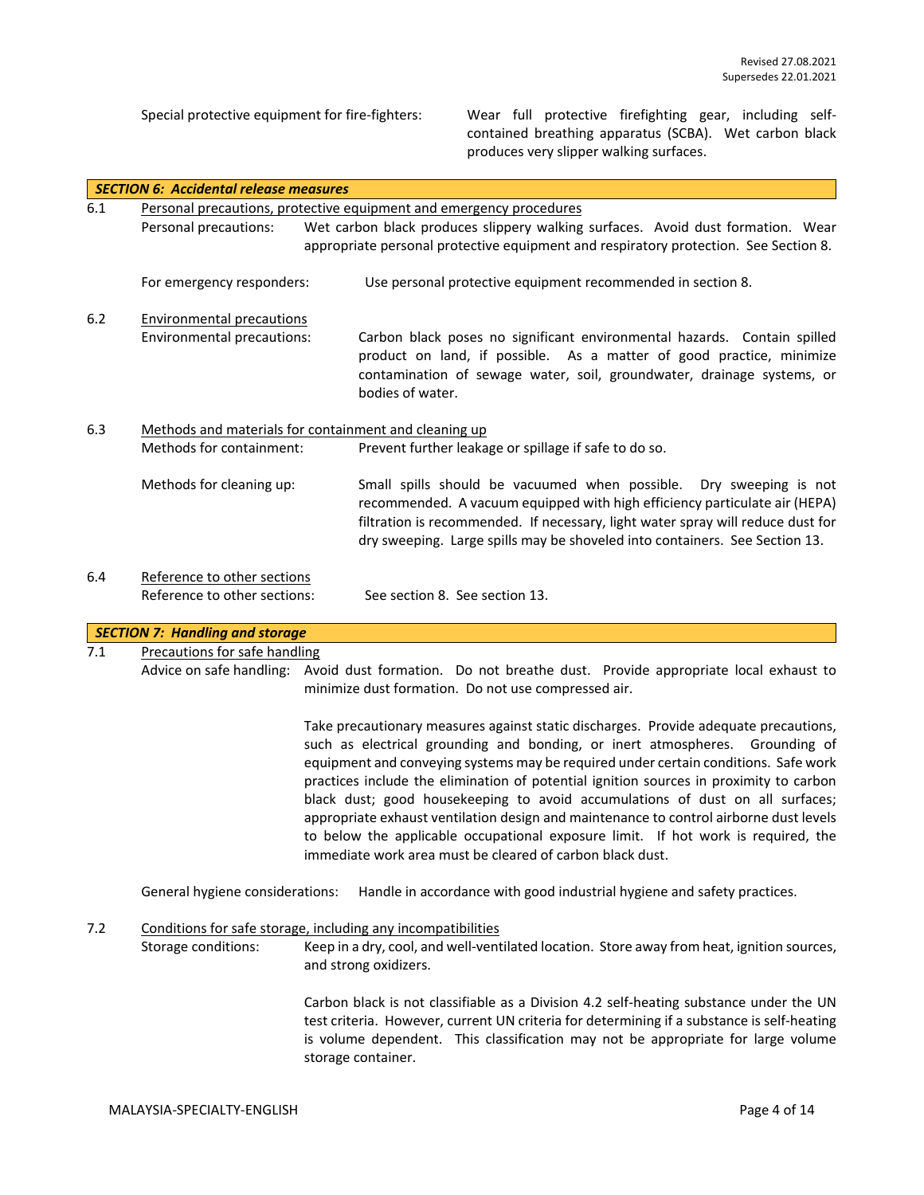Special protective equipment for fire-fighters: Wear full protective firefighting gear, including self-contained breathing apparatus (SCBA). Wet carbon black produces very slipper walking surfaces.

## *SECTION 6: Accidental release measures*

**6.1 Personal precautions, protective equipment and emergency procedures**

Personal precautions: Wet carbon black produces slippery walking surfaces. Avoid dust formation. Wear appropriate personal protective equipment and respiratory protection. See Section 8.

For emergency responders: Use personal protective equipment recommended in section 8.

**6.2 Environmental precautions**

Environmental precautions: Carbon black poses no significant environmental hazards. Contain spilled product on land, if possible. As a matter of good practice, minimize contamination of sewage water, soil, groundwater, drainage systems, or bodies of water.

**6.3 Methods and materials for containment and cleaning up**

Methods for containment: Prevent further leakage or spillage if safe to do so.

Methods for cleaning up: Small spills should be vacuumed when possible. Dry sweeping is not recommended. A vacuum equipped with high efficiency particulate air (HEPA) filtration is recommended. If necessary, light water spray will reduce dust for dry sweeping. Large spills may be shoveled into containers. See Section 13.

**6.4 Reference to other sections**

Reference to other sections: See section 8. See section 13.

## *SECTION 7: Handling and storage*

**7.1 Precautions for safe handling**

Advice on safe handling: Avoid dust formation. Do not breathe dust. Provide appropriate local exhaust to minimize dust formation. Do not use compressed air.

Take precautionary measures against static discharges. Provide adequate precautions, such as electrical grounding and bonding, or inert atmospheres. Grounding of equipment and conveying systems may be required under certain conditions. Safe work practices include the elimination of potential ignition sources in proximity to carbon black dust; good housekeeping to avoid accumulations of dust on all surfaces; appropriate exhaust ventilation design and maintenance to control airborne dust levels to below the applicable occupational exposure limit. If hot work is required, the immediate work area must be cleared of carbon black dust.

General hygiene considerations: Handle in accordance with good industrial hygiene and safety practices.

**7.2 Conditions for safe storage, including any incompatibilities**

Storage conditions: Keep in a dry, cool, and well-ventilated location. Store away from heat, ignition sources, and strong oxidizers.

Carbon black is not classifiable as a Division 4.2 self-heating substance under the UN test criteria. However, current UN criteria for determining if a substance is self-heating is volume dependent. This classification may not be appropriate for large volume storage container.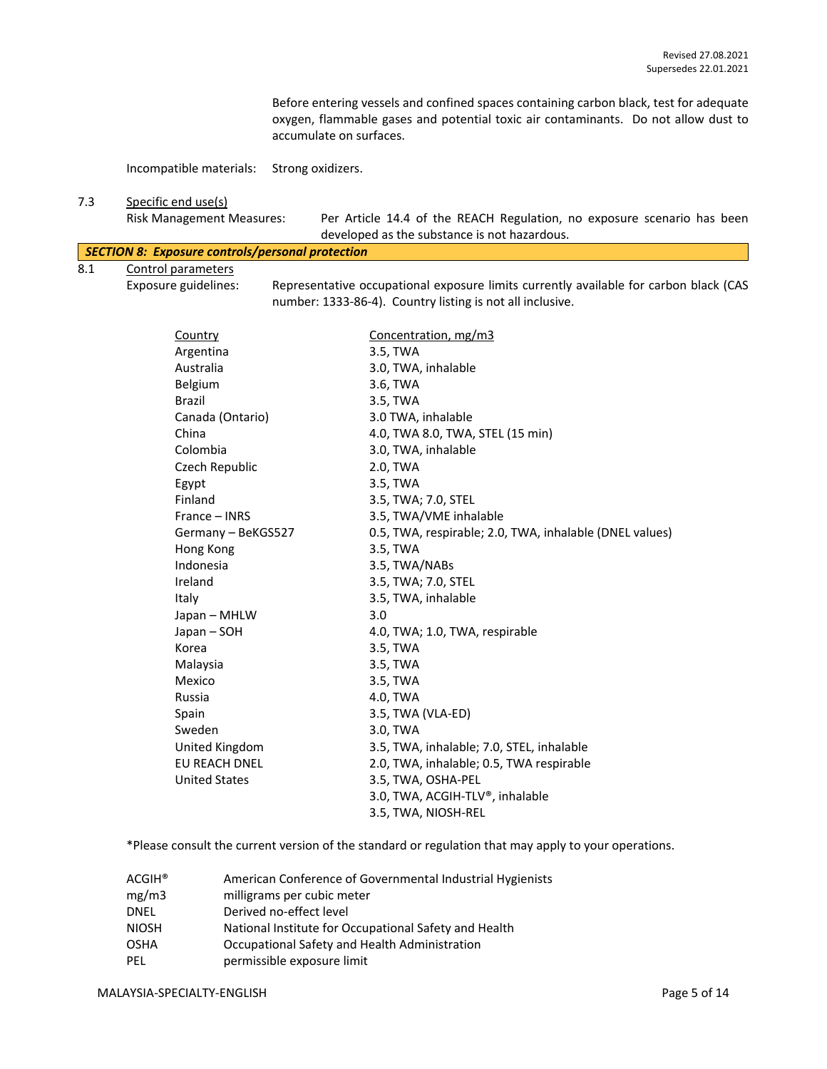Before entering vessels and confined spaces containing carbon black, test for adequate oxygen, flammable gases and potential toxic air contaminants. Do not allow dust to accumulate on surfaces.

Incompatible materials: Strong oxidizers.

7.3 Specific end use(s)

Risk Management Measures: Per Article 14.4 of the REACH Regulation, no exposure scenario has been developed as the substance is not hazardous.

## *SECTION 8: Exposure controls/personal protection*

8.1 Control parameters

Exposure guidelines: Representative occupational exposure limits currently available for carbon black (CAS number: 1333-86-4). Country listing is not all inclusive.

| Country | Concentration, mg/m3 |
|---|---|
| Argentina | 3.5, TWA |
| Australia | 3.0, TWA, inhalable |
| Belgium | 3.6, TWA |
| Brazil | 3.5, TWA |
| Canada (Ontario) | 3.0 TWA, inhalable |
| China | 4.0, TWA 8.0, TWA, STEL (15 min) |
| Colombia | 3.0, TWA, inhalable |
| Czech Republic | 2.0, TWA |
| Egypt | 3.5, TWA |
| Finland | 3.5, TWA; 7.0, STEL |
| France – INRS | 3.5, TWA/VME inhalable |
| Germany – BeKGS527 | 0.5, TWA, respirable; 2.0, TWA, inhalable (DNEL values) |
| Hong Kong | 3.5, TWA |
| Indonesia | 3.5, TWA/NABs |
| Ireland | 3.5, TWA; 7.0, STEL |
| Italy | 3.5, TWA, inhalable |
| Japan – MHLW | 3.0 |
| Japan – SOH | 4.0, TWA; 1.0, TWA, respirable |
| Korea | 3.5, TWA |
| Malaysia | 3.5, TWA |
| Mexico | 3.5, TWA |
| Russia | 4.0, TWA |
| Spain | 3.5, TWA (VLA-ED) |
| Sweden | 3.0, TWA |
| United Kingdom | 3.5, TWA, inhalable; 7.0, STEL, inhalable |
| EU REACH DNEL | 2.0, TWA, inhalable; 0.5, TWA respirable |
| United States | 3.5, TWA, OSHA-PEL |
| | 3.0, TWA, ACGIH-TLV®, inhalable |
| | 3.5, TWA, NIOSH-REL |

*Please consult the current version of the standard or regulation that may apply to your operations.

| | |
|---|---|
| ACGIH® | American Conference of Governmental Industrial Hygienists |
| mg/m3 | milligrams per cubic meter |
| DNEL | Derived no-effect level |
| NIOSH | National Institute for Occupational Safety and Health |
| OSHA | Occupational Safety and Health Administration |
| PEL | permissible exposure limit |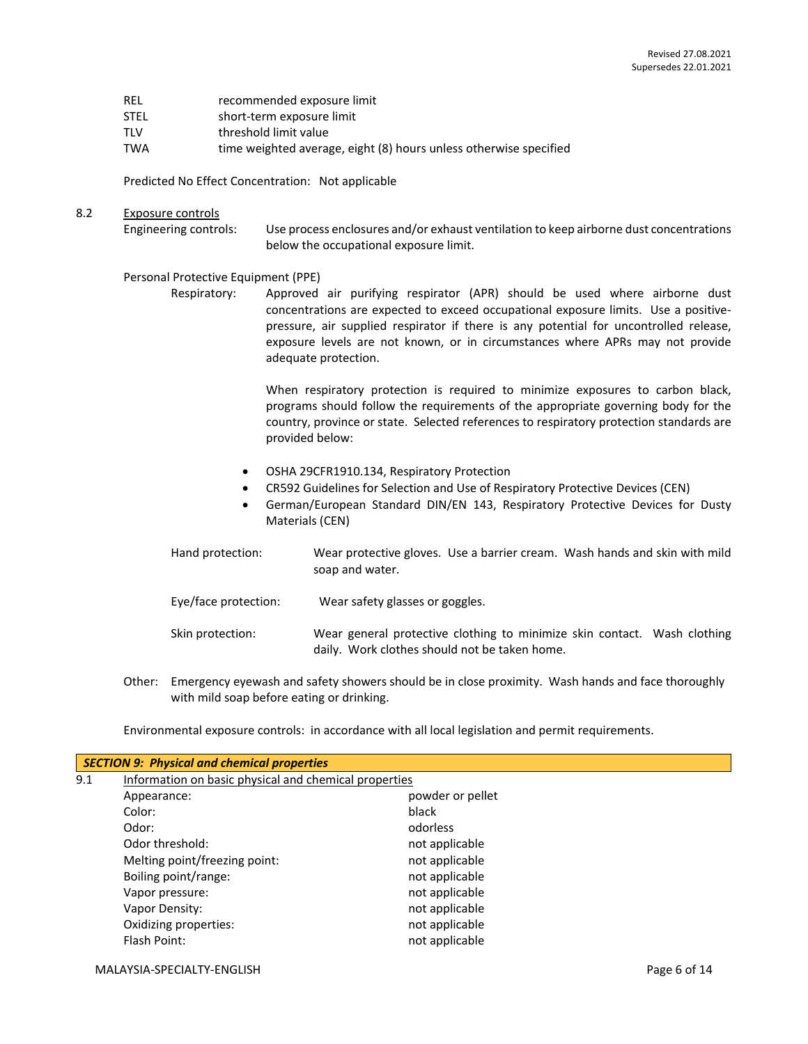| | |
|---|---|
| REL | recommended exposure limit |
| STEL | short-term exposure limit |
| TLV | threshold limit value |
| TWA | time weighted average, eight (8) hours unless otherwise specified |

Predicted No Effect Concentration: Not applicable

8.2 Exposure controls

Engineering controls: Use process enclosures and/or exhaust ventilation to keep airborne dust concentrations below the occupational exposure limit.

Personal Protective Equipment (PPE)

Respiratory: Approved air purifying respirator (APR) should be used where airborne dust concentrations are expected to exceed occupational exposure limits. Use a positive-pressure, air supplied respirator if there is any potential for uncontrolled release, exposure levels are not known, or in circumstances where APRs may not provide adequate protection.

When respiratory protection is required to minimize exposures to carbon black, programs should follow the requirements of the appropriate governing body for the country, province or state. Selected references to respiratory protection standards are provided below:

- OSHA 29CFR1910.134, Respiratory Protection
- CR592 Guidelines for Selection and Use of Respiratory Protective Devices (CEN)
- German/European Standard DIN/EN 143, Respiratory Protective Devices for Dusty Materials (CEN)

Hand protection: Wear protective gloves. Use a barrier cream. Wash hands and skin with mild soap and water.

Eye/face protection: Wear safety glasses or goggles.

Skin protection: Wear general protective clothing to minimize skin contact. Wash clothing daily. Work clothes should not be taken home.

Other: Emergency eyewash and safety showers should be in close proximity. Wash hands and face thoroughly with mild soap before eating or drinking.

Environmental exposure controls: in accordance with all local legislation and permit requirements.

## *SECTION 9: Physical and chemical properties*

9.1 Information on basic physical and chemical properties

| | |
|---|---|
| Appearance: | powder or pellet |
| Color: | black |
| Odor: | odorless |
| Odor threshold: | not applicable |
| Melting point/freezing point: | not applicable |
| Boiling point/range: | not applicable |
| Vapor pressure: | not applicable |
| Vapor Density: | not applicable |
| Oxidizing properties: | not applicable |
| Flash Point: | not applicable |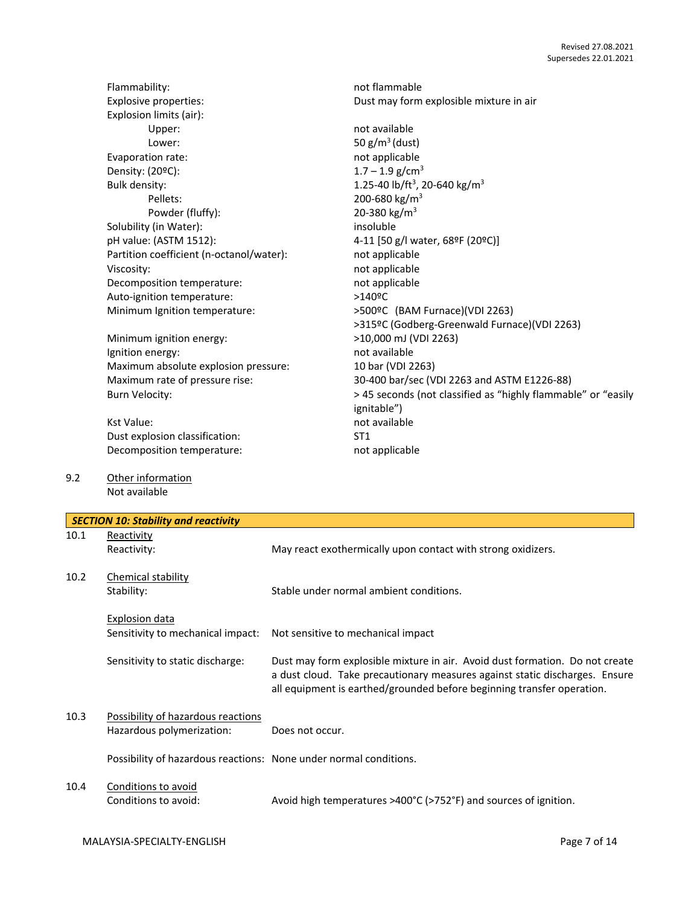| Property | Value |
|---|---|
| Flammability: | not flammable |
| Explosive properties: | Dust may form explosible mixture in air |
| Explosion limits (air): | |
| Upper: | not available |
| Lower: | 50 g/m$^3$ (dust) |
| Evaporation rate: | not applicable |
| Density: (20ºC): | 1.7 – 1.9 g/cm$^3$ |
| Bulk density: | 1.25-40 lb/ft$^3$, 20-640 kg/m$^3$ |
| Pellets: | 200-680 kg/m$^3$ |
| Powder (fluffy): | 20-380 kg/m$^3$ |
| Solubility (in Water): | insoluble |
| pH value: (ASTM 1512): | 4-11 [50 g/l water, 68ºF (20ºC)] |
| Partition coefficient (n-octanol/water): | not applicable |
| Viscosity: | not applicable |
| Decomposition temperature: | not applicable |
| Auto-ignition temperature: | >140ºC |
| Minimum Ignition temperature: | >500ºC (BAM Furnace)(VDI 2263)<br>>315ºC (Godberg-Greenwald Furnace)(VDI 2263) |
| Minimum ignition energy: | >10,000 mJ (VDI 2263) |
| Ignition energy: | not available |
| Maximum absolute explosion pressure: | 10 bar (VDI 2263) |
| Maximum rate of pressure rise: | 30-400 bar/sec (VDI 2263 and ASTM E1226-88) |
| Burn Velocity: | > 45 seconds (not classified as "highly flammable" or "easily ignitable") |
| Kst Value: | not available |
| Dust explosion classification: | ST1 |
| Decomposition temperature: | not applicable |

9.2 Other information

Not available

## SECTION 10: Stability and reactivity

10.1 Reactivity

Reactivity: May react exothermically upon contact with strong oxidizers.

10.2 Chemical stability

Stability: Stable under normal ambient conditions.

Explosion data

Sensitivity to mechanical impact: Not sensitive to mechanical impact

Sensitivity to static discharge: Dust may form explosible mixture in air. Avoid dust formation. Do not create a dust cloud. Take precautionary measures against static discharges. Ensure all equipment is earthed/grounded before beginning transfer operation.

10.3 Possibility of hazardous reactions

Hazardous polymerization: Does not occur.

Possibility of hazardous reactions: None under normal conditions.

10.4 Conditions to avoid

Conditions to avoid: Avoid high temperatures >400°C (>752°F) and sources of ignition.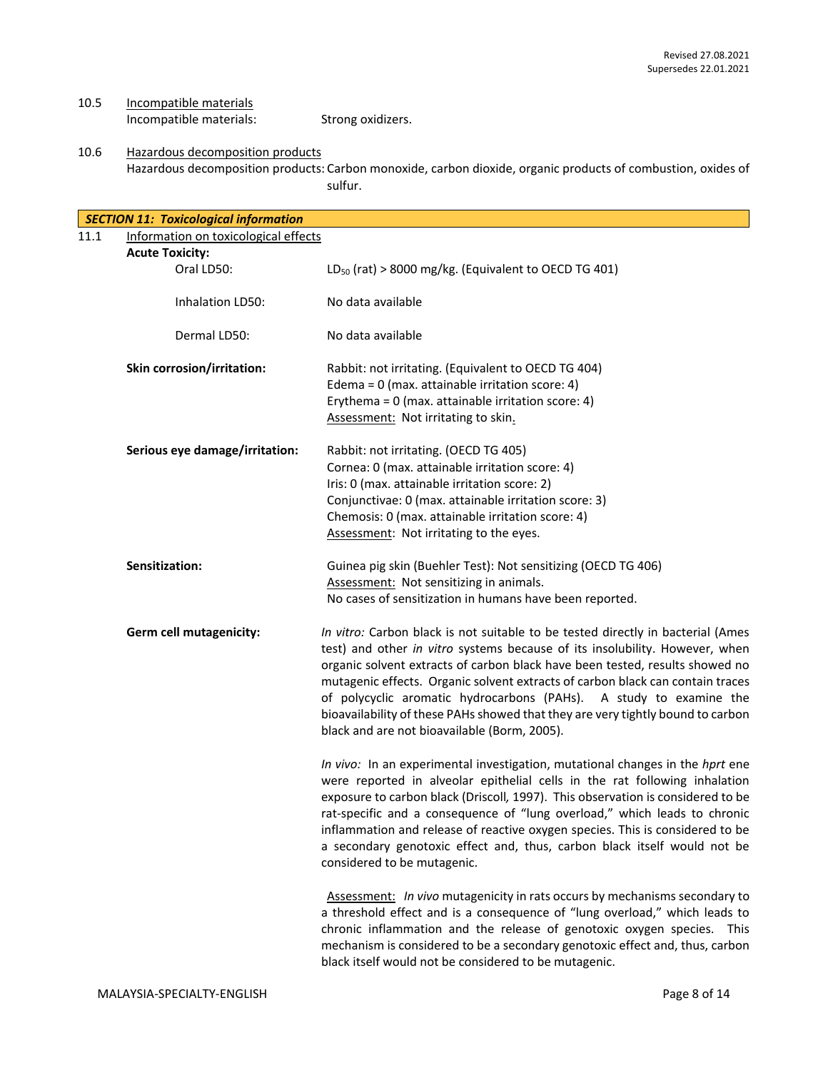10.5 Incompatible materials

Incompatible materials: Strong oxidizers.

10.6 Hazardous decomposition products

Hazardous decomposition products: Carbon monoxide, carbon dioxide, organic products of combustion, oxides of sulfur.

## *SECTION 11: Toxicological information*

11.1 Information on toxicological effects

**Acute Toxicity:**

Oral LD50: $LD_{50}$ (rat) > 8000 mg/kg. (Equivalent to OECD TG 401)

Inhalation LD50: No data available

Dermal LD50: No data available

**Skin corrosion/irritation:** Rabbit: not irritating. (Equivalent to OECD TG 404)
Edema = 0 (max. attainable irritation score: 4)
Erythema = 0 (max. attainable irritation score: 4)
Assessment: Not irritating to skin.

**Serious eye damage/irritation:** Rabbit: not irritating. (OECD TG 405)
Cornea: 0 (max. attainable irritation score: 4)
Iris: 0 (max. attainable irritation score: 2)
Conjunctivae: 0 (max. attainable irritation score: 3)
Chemosis: 0 (max. attainable irritation score: 4)
Assessment: Not irritating to the eyes.

**Sensitization:** Guinea pig skin (Buehler Test): Not sensitizing (OECD TG 406)
Assessment: Not sensitizing in animals.
No cases of sensitization in humans have been reported.

**Germ cell mutagenicity:** *In vitro:* Carbon black is not suitable to be tested directly in bacterial (Ames test) and other *in vitro* systems because of its insolubility. However, when organic solvent extracts of carbon black have been tested, results showed no mutagenic effects. Organic solvent extracts of carbon black can contain traces of polycyclic aromatic hydrocarbons (PAHs). A study to examine the bioavailability of these PAHs showed that they are very tightly bound to carbon black and are not bioavailable (Borm, 2005).

*In vivo:* In an experimental investigation, mutational changes in the *hprt* ene were reported in alveolar epithelial cells in the rat following inhalation exposure to carbon black (Driscoll, 1997). This observation is considered to be rat-specific and a consequence of "lung overload," which leads to chronic inflammation and release of reactive oxygen species. This is considered to be a secondary genotoxic effect and, thus, carbon black itself would not be considered to be mutagenic.

Assessment: *In vivo* mutagenicity in rats occurs by mechanisms secondary to a threshold effect and is a consequence of "lung overload," which leads to chronic inflammation and the release of genotoxic oxygen species. This mechanism is considered to be a secondary genotoxic effect and, thus, carbon black itself would not be considered to be mutagenic.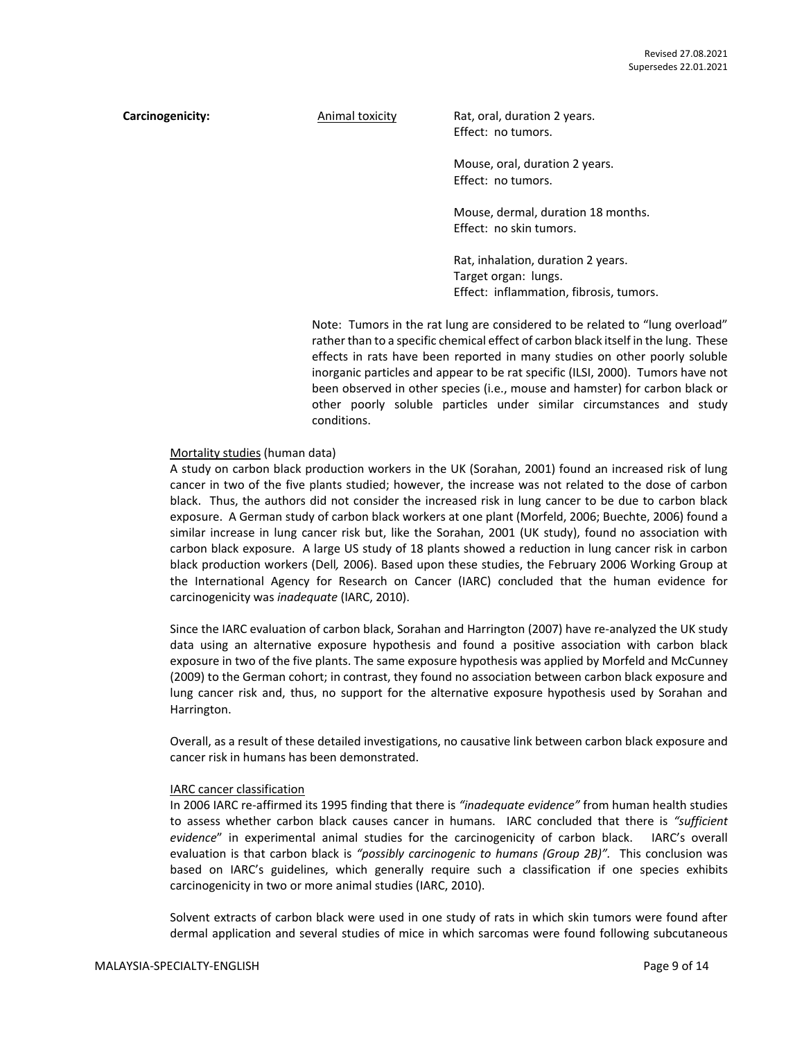**Carcinogenicity:**

Animal toxicity

Rat, oral, duration 2 years.
Effect: no tumors.

Mouse, oral, duration 2 years.
Effect: no tumors.

Mouse, dermal, duration 18 months.
Effect: no skin tumors.

Rat, inhalation, duration 2 years.
Target organ: lungs.
Effect: inflammation, fibrosis, tumors.

Note: Tumors in the rat lung are considered to be related to "lung overload" rather than to a specific chemical effect of carbon black itself in the lung. These effects in rats have been reported in many studies on other poorly soluble inorganic particles and appear to be rat specific (ILSI, 2000). Tumors have not been observed in other species (i.e., mouse and hamster) for carbon black or other poorly soluble particles under similar circumstances and study conditions.

Mortality studies (human data)

A study on carbon black production workers in the UK (Sorahan, 2001) found an increased risk of lung cancer in two of the five plants studied; however, the increase was not related to the dose of carbon black. Thus, the authors did not consider the increased risk in lung cancer to be due to carbon black exposure. A German study of carbon black workers at one plant (Morfeld, 2006; Buechte, 2006) found a similar increase in lung cancer risk but, like the Sorahan, 2001 (UK study), found no association with carbon black exposure. A large US study of 18 plants showed a reduction in lung cancer risk in carbon black production workers (Dell*,* 2006). Based upon these studies, the February 2006 Working Group at the International Agency for Research on Cancer (IARC) concluded that the human evidence for carcinogenicity was *inadequate* (IARC, 2010).

Since the IARC evaluation of carbon black, Sorahan and Harrington (2007) have re-analyzed the UK study data using an alternative exposure hypothesis and found a positive association with carbon black exposure in two of the five plants. The same exposure hypothesis was applied by Morfeld and McCunney (2009) to the German cohort; in contrast, they found no association between carbon black exposure and lung cancer risk and, thus, no support for the alternative exposure hypothesis used by Sorahan and Harrington.

Overall, as a result of these detailed investigations, no causative link between carbon black exposure and cancer risk in humans has been demonstrated.

IARC cancer classification

In 2006 IARC re-affirmed its 1995 finding that there is *"inadequate evidence"* from human health studies to assess whether carbon black causes cancer in humans. IARC concluded that there is *"sufficient evidence*" in experimental animal studies for the carcinogenicity of carbon black. IARC's overall evaluation is that carbon black is *"possibly carcinogenic to humans (Group 2B)"*. This conclusion was based on IARC's guidelines, which generally require such a classification if one species exhibits carcinogenicity in two or more animal studies (IARC, 2010).

Solvent extracts of carbon black were used in one study of rats in which skin tumors were found after dermal application and several studies of mice in which sarcomas were found following subcutaneous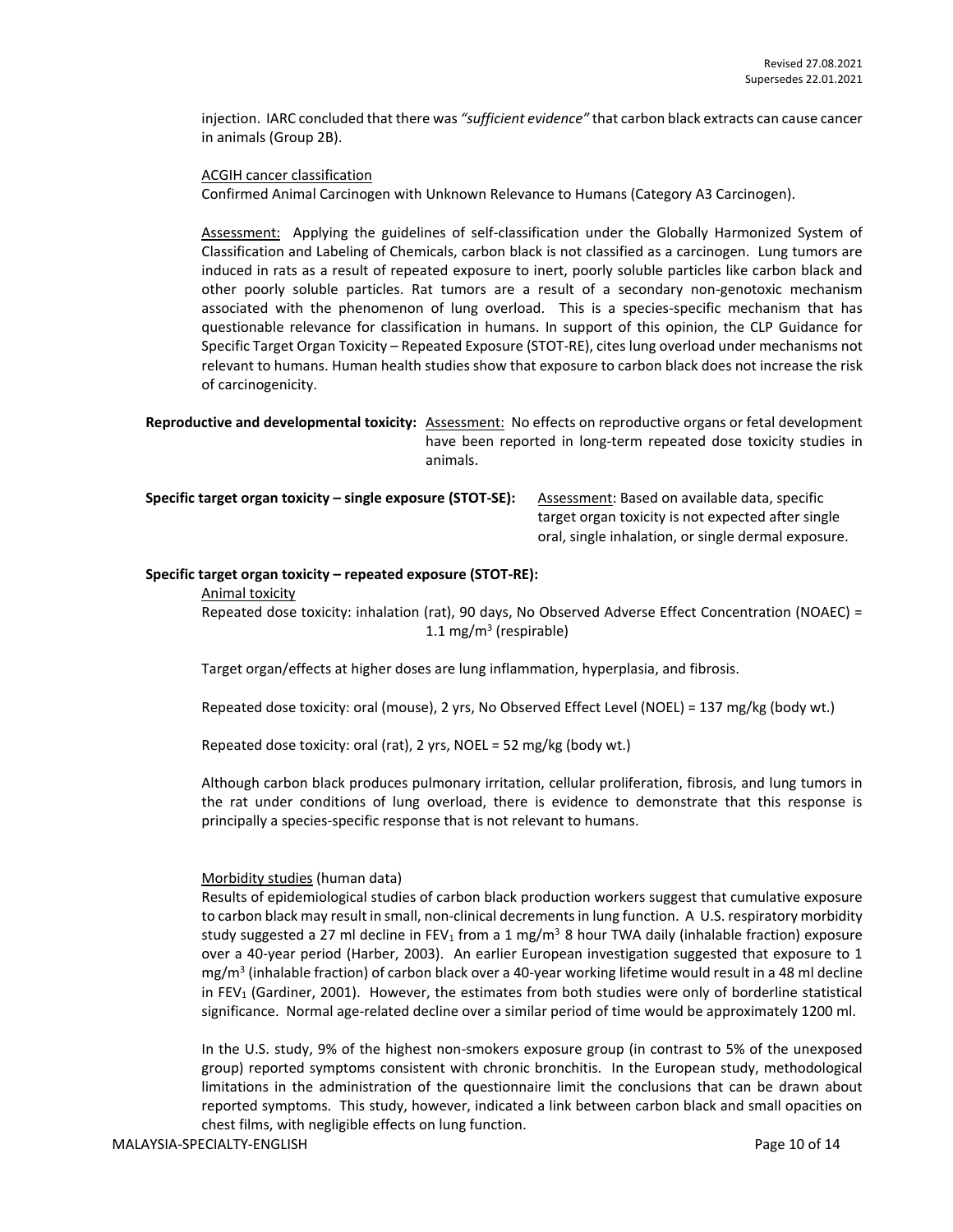injection. IARC concluded that there was *"sufficient evidence"* that carbon black extracts can cause cancer in animals (Group 2B).

ACGIH cancer classification

Confirmed Animal Carcinogen with Unknown Relevance to Humans (Category A3 Carcinogen).

Assessment: Applying the guidelines of self-classification under the Globally Harmonized System of Classification and Labeling of Chemicals, carbon black is not classified as a carcinogen. Lung tumors are induced in rats as a result of repeated exposure to inert, poorly soluble particles like carbon black and other poorly soluble particles. Rat tumors are a result of a secondary non-genotoxic mechanism associated with the phenomenon of lung overload. This is a species-specific mechanism that has questionable relevance for classification in humans. In support of this opinion, the CLP Guidance for Specific Target Organ Toxicity – Repeated Exposure (STOT-RE), cites lung overload under mechanisms not relevant to humans. Human health studies show that exposure to carbon black does not increase the risk of carcinogenicity.

**Reproductive and developmental toxicity:** Assessment: No effects on reproductive organs or fetal development have been reported in long-term repeated dose toxicity studies in animals.

**Specific target organ toxicity – single exposure (STOT-SE):** Assessment: Based on available data, specific target organ toxicity is not expected after single oral, single inhalation, or single dermal exposure.

**Specific target organ toxicity – repeated exposure (STOT-RE):**

Animal toxicity

Repeated dose toxicity: inhalation (rat), 90 days, No Observed Adverse Effect Concentration (NOAEC) = 1.1 $mg/m^3$ (respirable)

Target organ/effects at higher doses are lung inflammation, hyperplasia, and fibrosis.

Repeated dose toxicity: oral (mouse), 2 yrs, No Observed Effect Level (NOEL) = 137 mg/kg (body wt.)

Repeated dose toxicity: oral (rat), 2 yrs, NOEL = 52 mg/kg (body wt.)

Although carbon black produces pulmonary irritation, cellular proliferation, fibrosis, and lung tumors in the rat under conditions of lung overload, there is evidence to demonstrate that this response is principally a species-specific response that is not relevant to humans.

Morbidity studies (human data)

Results of epidemiological studies of carbon black production workers suggest that cumulative exposure to carbon black may result in small, non-clinical decrements in lung function. A U.S. respiratory morbidity study suggested a 27 ml decline in $FEV_1$ from a 1 $mg/m^3$ 8 hour TWA daily (inhalable fraction) exposure over a 40-year period (Harber, 2003). An earlier European investigation suggested that exposure to 1 $mg/m^3$ (inhalable fraction) of carbon black over a 40-year working lifetime would result in a 48 ml decline in $FEV_1$ (Gardiner, 2001). However, the estimates from both studies were only of borderline statistical significance. Normal age-related decline over a similar period of time would be approximately 1200 ml.

In the U.S. study, 9% of the highest non-smokers exposure group (in contrast to 5% of the unexposed group) reported symptoms consistent with chronic bronchitis. In the European study, methodological limitations in the administration of the questionnaire limit the conclusions that can be drawn about reported symptoms. This study, however, indicated a link between carbon black and small opacities on chest films, with negligible effects on lung function.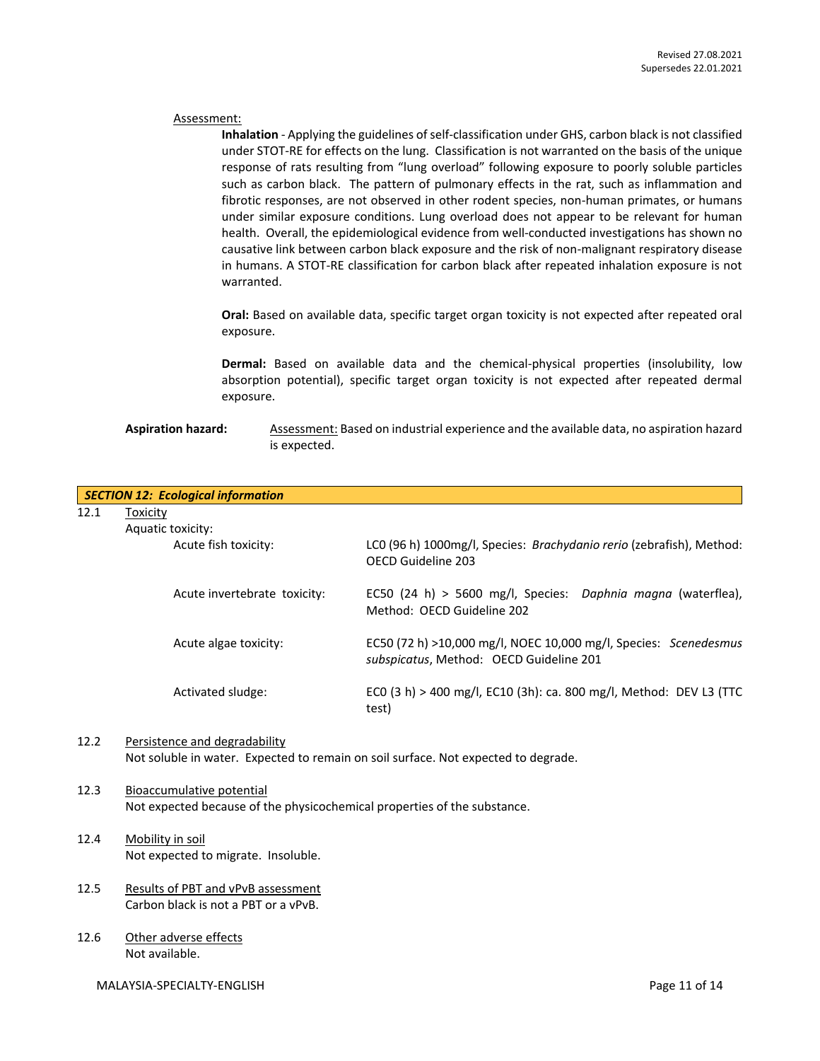Assessment:

**Inhalation** - Applying the guidelines of self-classification under GHS, carbon black is not classified under STOT-RE for effects on the lung. Classification is not warranted on the basis of the unique response of rats resulting from "lung overload" following exposure to poorly soluble particles such as carbon black. The pattern of pulmonary effects in the rat, such as inflammation and fibrotic responses, are not observed in other rodent species, non-human primates, or humans under similar exposure conditions. Lung overload does not appear to be relevant for human health. Overall, the epidemiological evidence from well-conducted investigations has shown no causative link between carbon black exposure and the risk of non-malignant respiratory disease in humans. A STOT-RE classification for carbon black after repeated inhalation exposure is not warranted.

**Oral:** Based on available data, specific target organ toxicity is not expected after repeated oral exposure.

**Dermal:** Based on available data and the chemical-physical properties (insolubility, low absorption potential), specific target organ toxicity is not expected after repeated dermal exposure.

**Aspiration hazard:** Assessment: Based on industrial experience and the available data, no aspiration hazard is expected.

## *SECTION 12: Ecological information*

12.1 Toxicity

Aquatic toxicity:

| | |
|---|---|
| Acute fish toxicity: | LC0 (96 h) 1000mg/l, Species: *Brachydanio rerio* (zebrafish), Method: OECD Guideline 203 |
| Acute invertebrate toxicity: | EC50 (24 h) > 5600 mg/l, Species: *Daphnia magna* (waterflea), Method: OECD Guideline 202 |
| Acute algae toxicity: | EC50 (72 h) >10,000 mg/l, NOEC 10,000 mg/l, Species: *Scenedesmus subspicatus*, Method: OECD Guideline 201 |
| Activated sludge: | EC0 (3 h) > 400 mg/l, EC10 (3h): ca. 800 mg/l, Method: DEV L3 (TTC test) |

12.2 Persistence and degradability

Not soluble in water. Expected to remain on soil surface. Not expected to degrade.

12.3 Bioaccumulative potential

Not expected because of the physicochemical properties of the substance.

12.4 Mobility in soil

Not expected to migrate. Insoluble.

12.5 Results of PBT and vPvB assessment

Carbon black is not a PBT or a vPvB.

12.6 Other adverse effects

Not available.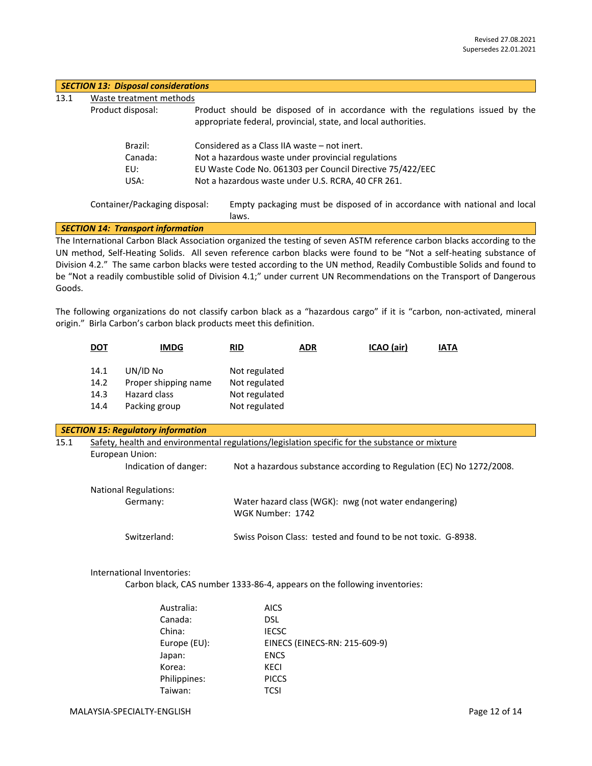## SECTION 13: Disposal considerations

13.1 Waste treatment methods

Product disposal: Product should be disposed of in accordance with the regulations issued by the appropriate federal, provincial, state, and local authorities.

| | |
|---|---|
| Brazil: | Considered as a Class IIA waste – not inert. |
| Canada: | Not a hazardous waste under provincial regulations |
| EU: | EU Waste Code No. 061303 per Council Directive 75/422/EEC |
| USA: | Not a hazardous waste under U.S. RCRA, 40 CFR 261. |

Container/Packaging disposal: Empty packaging must be disposed of in accordance with national and local laws.

## SECTION 14: Transport information

The International Carbon Black Association organized the testing of seven ASTM reference carbon blacks according to the UN method, Self-Heating Solids. All seven reference carbon blacks were found to be "Not a self-heating substance of Division 4.2." The same carbon blacks were tested according to the UN method, Readily Combustible Solids and found to be "Not a readily combustible solid of Division 4.1;" under current UN Recommendations on the Transport of Dangerous Goods.

The following organizations do not classify carbon black as a "hazardous cargo" if it is "carbon, non-activated, mineral origin." Birla Carbon's carbon black products meet this definition.

**DOT** **IMDG** **RID** **ADR** **ICAO (air)** **IATA**

| | | |
|---|---|---|
| 14.1 | UN/ID No | Not regulated |
| 14.2 | Proper shipping name | Not regulated |
| 14.3 | Hazard class | Not regulated |
| 14.4 | Packing group | Not regulated |

## SECTION 15: Regulatory information

15.1 Safety, health and environmental regulations/legislation specific for the substance or mixture

European Union:

Indication of danger: Not a hazardous substance according to Regulation (EC) No 1272/2008.

National Regulations:

Germany: Water hazard class (WGK): nwg (not water endangering)
WGK Number: 1742

Switzerland: Swiss Poison Class: tested and found to be not toxic. G-8938.

International Inventories:

Carbon black, CAS number 1333-86-4, appears on the following inventories:

| | |
|---|---|
| Australia: | AICS |
| Canada: | DSL |
| China: | IECSC |
| Europe (EU): | EINECS (EINECS-RN: 215-609-9) |
| Japan: | ENCS |
| Korea: | KECI |
| Philippines: | PICCS |
| Taiwan: | TCSI |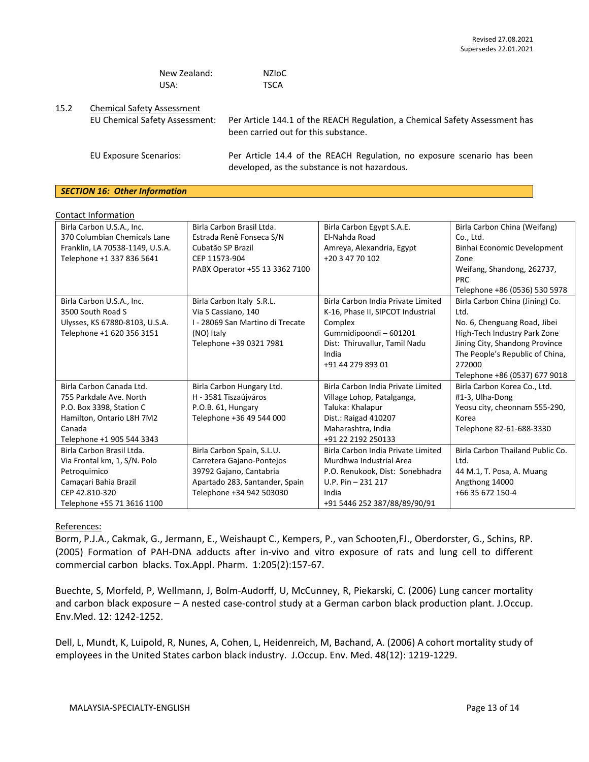| New Zealand: | NZIoC |
|---|---|
| USA: | TSCA |

15.2 Chemical Safety Assessment

EU Chemical Safety Assessment: Per Article 144.1 of the REACH Regulation, a Chemical Safety Assessment has been carried out for this substance.

EU Exposure Scenarios: Per Article 14.4 of the REACH Regulation, no exposure scenario has been developed, as the substance is not hazardous.

## *SECTION 16: Other Information*

Contact Information

| | | | |
|---|---|---|---|
| Birla Carbon U.S.A., Inc.<br>370 Columbian Chemicals Lane<br>Franklin, LA 70538-1149, U.S.A.<br>Telephone +1 337 836 5641 | Birla Carbon Brasil Ltda.<br>Estrada Renê Fonseca S/N<br>Cubatão SP Brazil<br>CEP 11573-904<br>PABX Operator +55 13 3362 7100 | Birla Carbon Egypt S.A.E.<br>El-Nahda Road<br>Amreya, Alexandria, Egypt<br>+20 3 47 70 102 | Birla Carbon China (Weifang) Co., Ltd.<br>Binhai Economic Development Zone<br>Weifang, Shandong, 262737, PRC<br>Telephone +86 (0536) 530 5978 |
| Birla Carbon U.S.A., Inc.<br>3500 South Road S<br>Ulysses, KS 67880-8103, U.S.A.<br>Telephone +1 620 356 3151 | Birla Carbon Italy S.R.L.<br>Via S Cassiano, 140<br>I - 28069 San Martino di Trecate (NO) Italy<br>Telephone +39 0321 7981 | Birla Carbon India Private Limited<br>K-16, Phase II, SIPCOT Industrial Complex<br>Gummidipoondi – 601201<br>Dist: Thiruvallur, Tamil Nadu<br>India<br>+91 44 279 893 01 | Birla Carbon China (Jining) Co. Ltd.<br>No. 6, Chenguang Road, Jibei High-Tech Industry Park Zone<br>Jining City, Shandong Province<br>The People's Republic of China, 272000<br>Telephone +86 (0537) 677 9018 |
| Birla Carbon Canada Ltd.<br>755 Parkdale Ave. North<br>P.O. Box 3398, Station C<br>Hamilton, Ontario L8H 7M2<br>Canada<br>Telephone +1 905 544 3343 | Birla Carbon Hungary Ltd.<br>H - 3581 Tiszaújváros<br>P.O.B. 61, Hungary<br>Telephone +36 49 544 000 | Birla Carbon India Private Limited<br>Village Lohop, Patalganga,<br>Taluka: Khalapur<br>Dist.: Raigad 410207<br>Maharashtra, India<br>+91 22 2192 250133 | Birla Carbon Korea Co., Ltd.<br>#1-3, Ulha-Dong<br>Yeosu city, cheonnam 555-290, Korea<br>Telephone 82-61-688-3330 |
| Birla Carbon Brasil Ltda.<br>Via Frontal km, 1, S/N. Polo Petroquimico<br>Camaçari Bahia Brazil<br>CEP 42.810-320<br>Telephone +55 71 3616 1100 | Birla Carbon Spain, S.L.U.<br>Carretera Gajano-Pontejos<br>39792 Gajano, Cantabria<br>Apartado 283, Santander, Spain<br>Telephone +34 942 503030 | Birla Carbon India Private Limited<br>Murdhwa Industrial Area<br>P.O. Renukook, Dist: Sonebhadra<br>U.P. Pin – 231 217<br>India<br>+91 5446 252 387/88/89/90/91 | Birla Carbon Thailand Public Co. Ltd.<br>44 M.1, T. Posa, A. Muang<br>Angthong 14000<br>+66 35 672 150-4 |

References:

Borm, P.J.A., Cakmak, G., Jermann, E., Weishaupt C., Kempers, P., van Schooten,FJ., Oberdorster, G., Schins, RP. (2005) Formation of PAH-DNA adducts after in-vivo and vitro exposure of rats and lung cell to different commercial carbon blacks. Tox.Appl. Pharm. 1:205(2):157-67.

Buechte, S, Morfeld, P, Wellmann, J, Bolm-Audorff, U, McCunney, R, Piekarski, C. (2006) Lung cancer mortality and carbon black exposure – A nested case-control study at a German carbon black production plant. J.Occup. Env.Med. 12: 1242-1252.

Dell, L, Mundt, K, Luipold, R, Nunes, A, Cohen, L, Heidenreich, M, Bachand, A. (2006) A cohort mortality study of employees in the United States carbon black industry. J.Occup. Env. Med. 48(12): 1219-1229.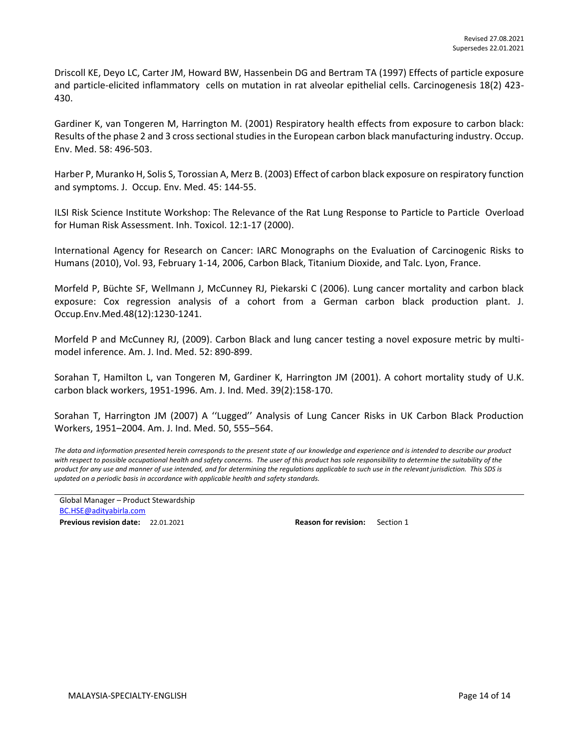Driscoll KE, Deyo LC, Carter JM, Howard BW, Hassenbein DG and Bertram TA (1997) Effects of particle exposure and particle-elicited inflammatory cells on mutation in rat alveolar epithelial cells. Carcinogenesis 18(2) 423-430.

Gardiner K, van Tongeren M, Harrington M. (2001) Respiratory health effects from exposure to carbon black: Results of the phase 2 and 3 cross sectional studies in the European carbon black manufacturing industry. Occup. Env. Med. 58: 496-503.

Harber P, Muranko H, Solis S, Torossian A, Merz B. (2003) Effect of carbon black exposure on respiratory function and symptoms. J. Occup. Env. Med. 45: 144-55.

ILSI Risk Science Institute Workshop: The Relevance of the Rat Lung Response to Particle to Particle Overload for Human Risk Assessment. Inh. Toxicol. 12:1-17 (2000).

International Agency for Research on Cancer: IARC Monographs on the Evaluation of Carcinogenic Risks to Humans (2010), Vol. 93, February 1-14, 2006, Carbon Black, Titanium Dioxide, and Talc. Lyon, France.

Morfeld P, Büchte SF, Wellmann J, McCunney RJ, Piekarski C (2006). Lung cancer mortality and carbon black exposure: Cox regression analysis of a cohort from a German carbon black production plant. J. Occup.Env.Med.48(12):1230-1241.

Morfeld P and McCunney RJ, (2009). Carbon Black and lung cancer testing a novel exposure metric by multi-model inference. Am. J. Ind. Med. 52: 890-899.

Sorahan T, Hamilton L, van Tongeren M, Gardiner K, Harrington JM (2001). A cohort mortality study of U.K. carbon black workers, 1951-1996. Am. J. Ind. Med. 39(2):158-170.

Sorahan T, Harrington JM (2007) A ''Lugged'' Analysis of Lung Cancer Risks in UK Carbon Black Production Workers, 1951–2004. Am. J. Ind. Med. 50, 555–564.

*The data and information presented herein corresponds to the present state of our knowledge and experience and is intended to describe our product with respect to possible occupational health and safety concerns. The user of this product has sole responsibility to determine the suitability of the product for any use and manner of use intended, and for determining the regulations applicable to such use in the relevant jurisdiction. This SDS is updated on a periodic basis in accordance with applicable health and safety standards.*

Global Manager – Product Stewardship
BC.HSE@adityabirla.com
**Previous revision date:** 22.01.2021 **Reason for revision:** Section 1